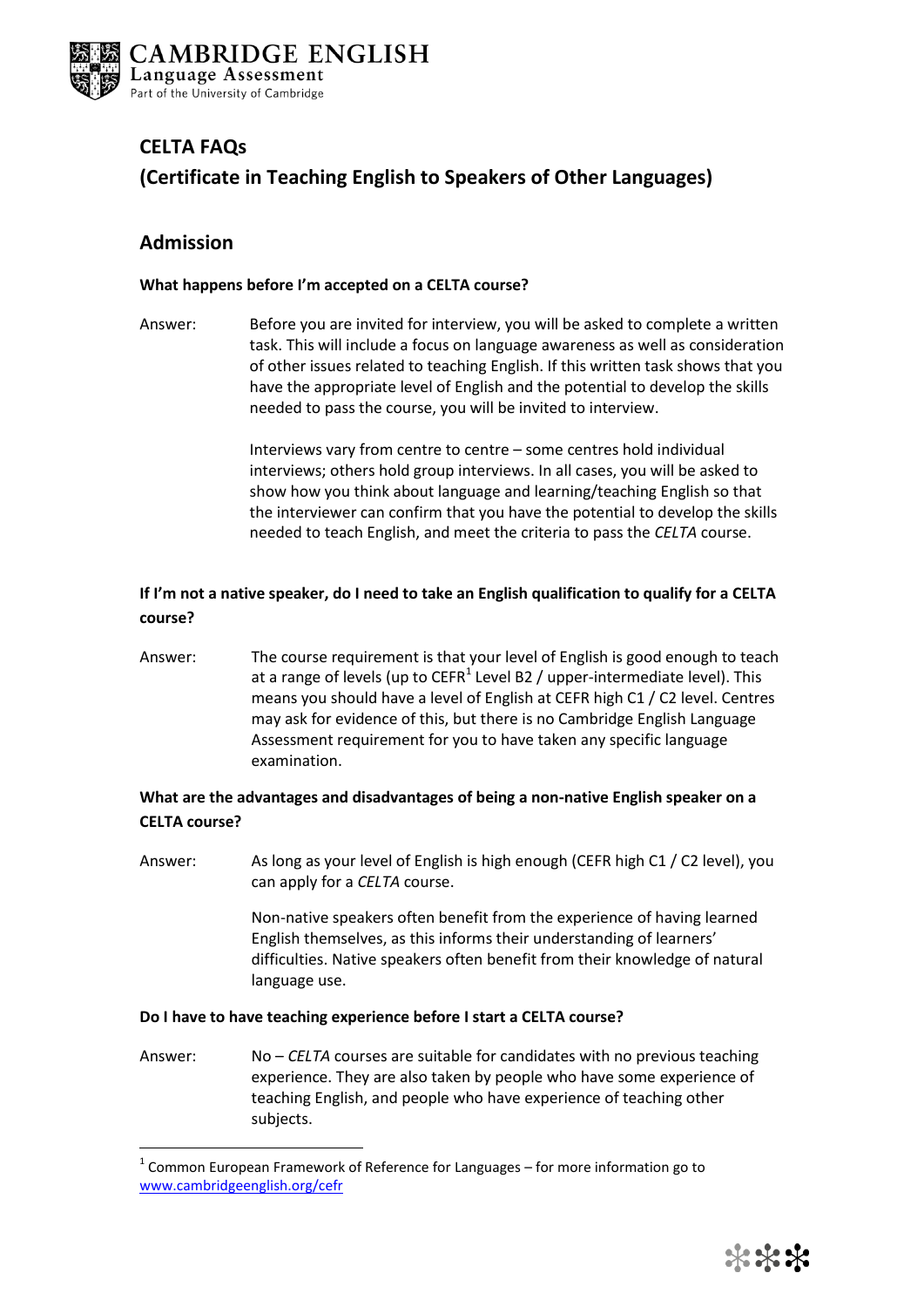# CELTA FAQs

# (Certificate in Teaching English to Speakers of Other Languages)

## Admission

**What happens before I'm accepted on a CELTA course?**

Answer: Before you are invited for interview, you will be asked to complete a written task. This will include a focus on language awareness as well as consideration of other issues related to teaching English. If this written task shows that you have the appropriate level of English and the potential to develop the skills needed to pass the course, you will be invited to interview.

Interviews vary from centre to centre – some centres hold individual interviews; others hold group interviews. In all cases, you will be asked to show how you think about language and learning/teaching English so that the interviewer can confirm that you have the potential to develop the skills needed to teach English, and meet the criteria to pass the *CELTA* course.

**If I'm not a native speaker, do I need to take an English qualification to qualify for a CELTA course?**

Answer: The course requirement is that your level of English is good enough to teach at a range of levels (up to CEFR[1] Level B2 / upper-intermediate level). This means you should have a level of English at CEFR high C1 / C2 level. Centres may ask for evidence of this, but there is no Cambridge English Language Assessment requirement for you to have taken any specific language examination.

**What are the advantages and disadvantages of being a non-native English speaker on a CELTA course?**

Answer: As long as your level of English is high enough (CEFR high C1 / C2 level), you can apply for a *CELTA* course.

Non-native speakers often benefit from the experience of having learned English themselves, as this informs their understanding of learners' difficulties. Native speakers often benefit from their knowledge of natural language use.

**Do I have to have teaching experience before I start a CELTA course?**

Answer: No – *CELTA* courses are suitable for candidates with no previous teaching experience. They are also taken by people who have some experience of teaching English, and people who have experience of teaching other subjects.

[1] Common European Framework of Reference for Languages – for more information go to www.cambridgeenglish.org/cefr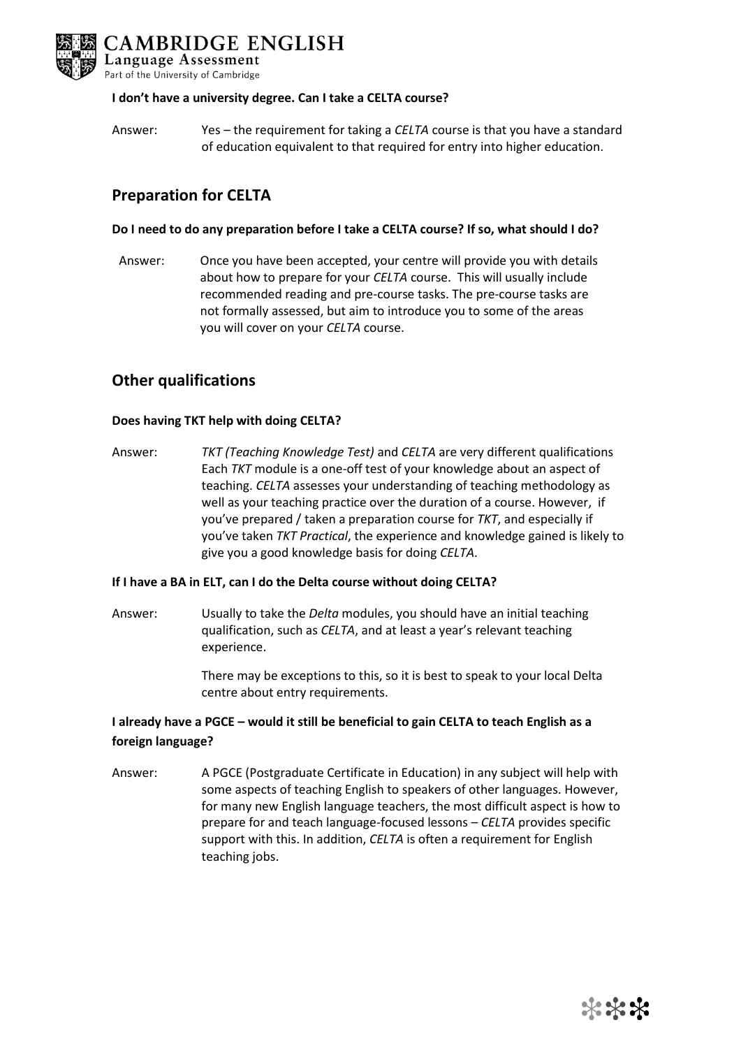**I don't have a university degree. Can I take a CELTA course?**

Answer: Yes – the requirement for taking a *CELTA* course is that you have a standard of education equivalent to that required for entry into higher education.

## Preparation for CELTA

**Do I need to do any preparation before I take a CELTA course? If so, what should I do?**

Answer: Once you have been accepted, your centre will provide you with details about how to prepare for your *CELTA* course. This will usually include recommended reading and pre-course tasks. The pre-course tasks are not formally assessed, but aim to introduce you to some of the areas you will cover on your *CELTA* course.

## Other qualifications

**Does having TKT help with doing CELTA?**

Answer: *TKT (Teaching Knowledge Test)* and *CELTA* are very different qualifications Each *TKT* module is a one-off test of your knowledge about an aspect of teaching. *CELTA* assesses your understanding of teaching methodology as well as your teaching practice over the duration of a course. However, if you've prepared / taken a preparation course for *TKT*, and especially if you've taken *TKT Practical*, the experience and knowledge gained is likely to give you a good knowledge basis for doing *CELTA*.

**If I have a BA in ELT, can I do the Delta course without doing CELTA?**

Answer: Usually to take the *Delta* modules, you should have an initial teaching qualification, such as *CELTA*, and at least a year's relevant teaching experience.

There may be exceptions to this, so it is best to speak to your local Delta centre about entry requirements.

**I already have a PGCE – would it still be beneficial to gain CELTA to teach English as a foreign language?**

Answer: A PGCE (Postgraduate Certificate in Education) in any subject will help with some aspects of teaching English to speakers of other languages. However, for many new English language teachers, the most difficult aspect is how to prepare for and teach language-focused lessons – *CELTA* provides specific support with this. In addition, *CELTA* is often a requirement for English teaching jobs.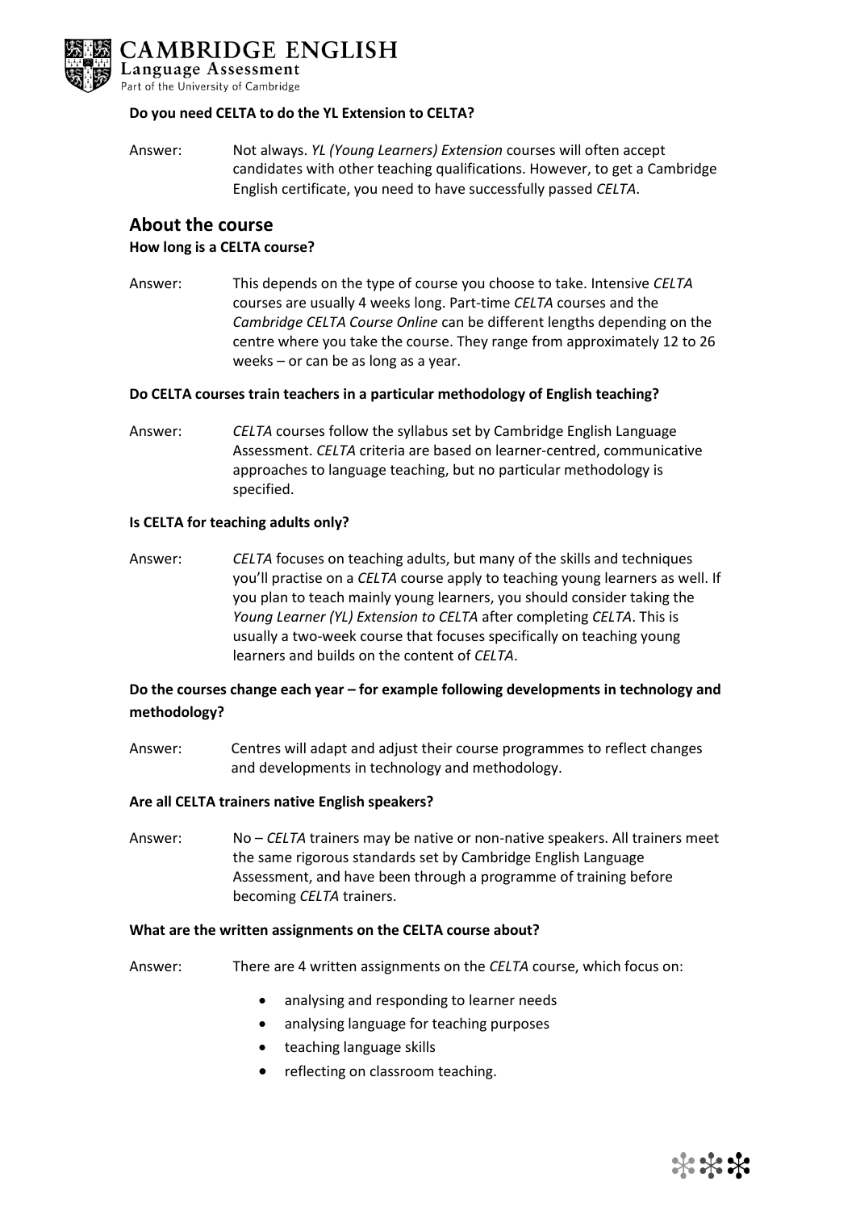**Do you need CELTA to do the YL Extension to CELTA?**

Answer: Not always. *YL (Young Learners) Extension* courses will often accept candidates with other teaching qualifications. However, to get a Cambridge English certificate, you need to have successfully passed *CELTA*.

## About the course

**How long is a CELTA course?**

Answer: This depends on the type of course you choose to take. Intensive *CELTA* courses are usually 4 weeks long. Part-time *CELTA* courses and the *Cambridge CELTA Course Online* can be different lengths depending on the centre where you take the course. They range from approximately 12 to 26 weeks – or can be as long as a year.

**Do CELTA courses train teachers in a particular methodology of English teaching?**

Answer: *CELTA* courses follow the syllabus set by Cambridge English Language Assessment. *CELTA* criteria are based on learner-centred, communicative approaches to language teaching, but no particular methodology is specified.

**Is CELTA for teaching adults only?**

Answer: *CELTA* focuses on teaching adults, but many of the skills and techniques you'll practise on a *CELTA* course apply to teaching young learners as well. If you plan to teach mainly young learners, you should consider taking the *Young Learner (YL) Extension to CELTA* after completing *CELTA*. This is usually a two-week course that focuses specifically on teaching young learners and builds on the content of *CELTA*.

**Do the courses change each year – for example following developments in technology and methodology?**

Answer: Centres will adapt and adjust their course programmes to reflect changes and developments in technology and methodology.

**Are all CELTA trainers native English speakers?**

Answer: No – *CELTA* trainers may be native or non-native speakers. All trainers meet the same rigorous standards set by Cambridge English Language Assessment, and have been through a programme of training before becoming *CELTA* trainers.

**What are the written assignments on the CELTA course about?**

Answer: There are 4 written assignments on the *CELTA* course, which focus on:

- analysing and responding to learner needs
- analysing language for teaching purposes
- teaching language skills
- reflecting on classroom teaching.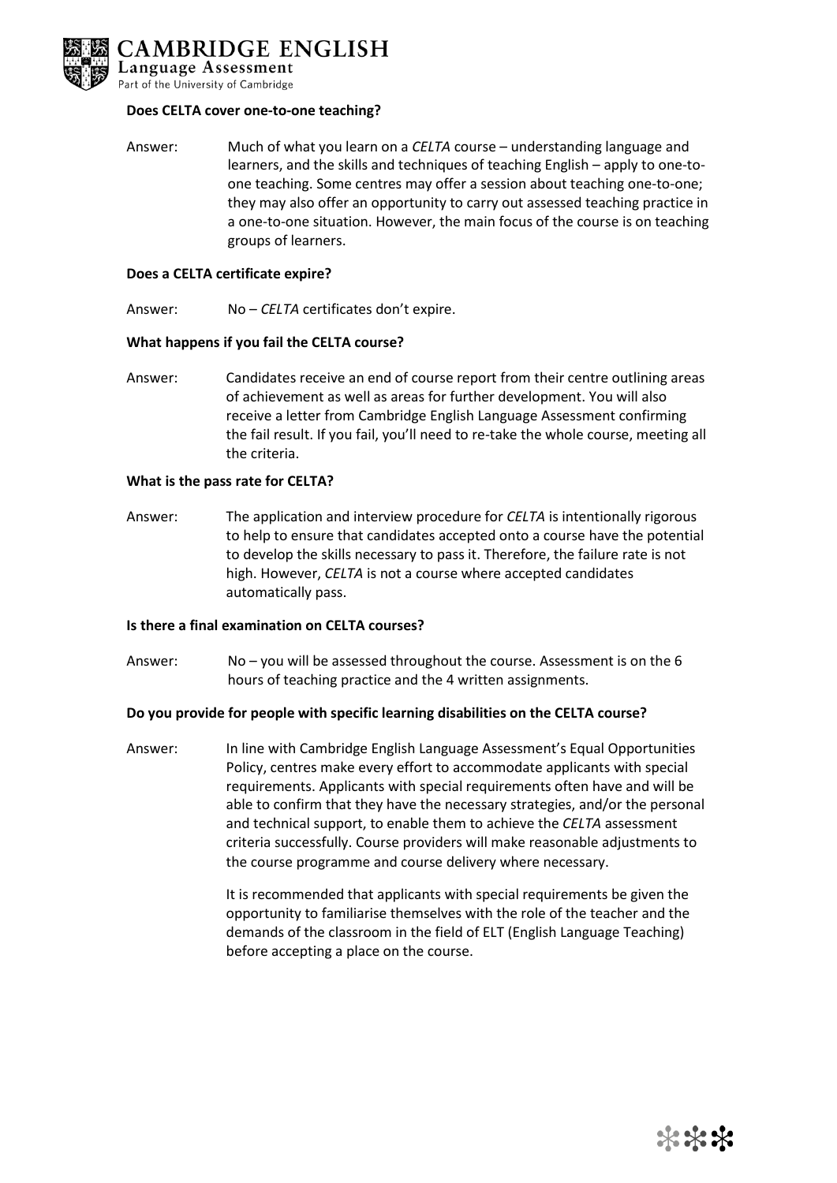**Does CELTA cover one-to-one teaching?**

Answer: Much of what you learn on a *CELTA* course – understanding language and learners, and the skills and techniques of teaching English – apply to one-to-one teaching. Some centres may offer a session about teaching one-to-one; they may also offer an opportunity to carry out assessed teaching practice in a one-to-one situation. However, the main focus of the course is on teaching groups of learners.

**Does a CELTA certificate expire?**

Answer: No – *CELTA* certificates don't expire.

**What happens if you fail the CELTA course?**

Answer: Candidates receive an end of course report from their centre outlining areas of achievement as well as areas for further development. You will also receive a letter from Cambridge English Language Assessment confirming the fail result. If you fail, you'll need to re-take the whole course, meeting all the criteria.

**What is the pass rate for CELTA?**

Answer: The application and interview procedure for *CELTA* is intentionally rigorous to help to ensure that candidates accepted onto a course have the potential to develop the skills necessary to pass it. Therefore, the failure rate is not high. However, *CELTA* is not a course where accepted candidates automatically pass.

**Is there a final examination on CELTA courses?**

Answer: No – you will be assessed throughout the course. Assessment is on the 6 hours of teaching practice and the 4 written assignments.

**Do you provide for people with specific learning disabilities on the CELTA course?**

Answer: In line with Cambridge English Language Assessment's Equal Opportunities Policy, centres make every effort to accommodate applicants with special requirements. Applicants with special requirements often have and will be able to confirm that they have the necessary strategies, and/or the personal and technical support, to enable them to achieve the *CELTA* assessment criteria successfully. Course providers will make reasonable adjustments to the course programme and course delivery where necessary.

It is recommended that applicants with special requirements be given the opportunity to familiarise themselves with the role of the teacher and the demands of the classroom in the field of ELT (English Language Teaching) before accepting a place on the course.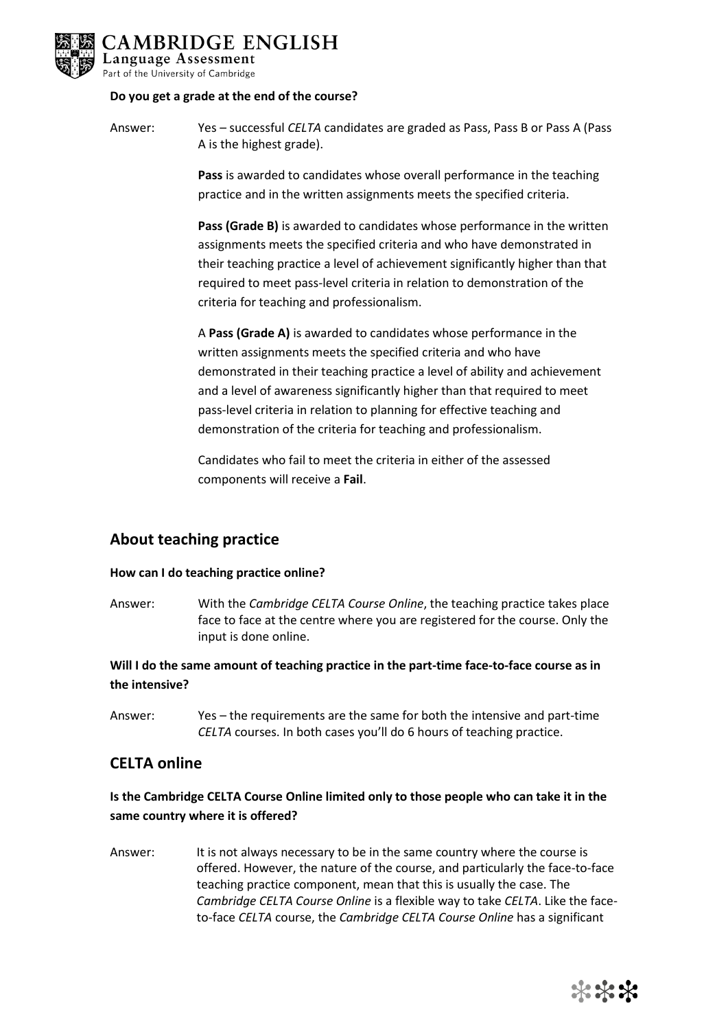**Do you get a grade at the end of the course?**

Answer: Yes – successful *CELTA* candidates are graded as Pass, Pass B or Pass A (Pass A is the highest grade).

**Pass** is awarded to candidates whose overall performance in the teaching practice and in the written assignments meets the specified criteria.

**Pass (Grade B)** is awarded to candidates whose performance in the written assignments meets the specified criteria and who have demonstrated in their teaching practice a level of achievement significantly higher than that required to meet pass-level criteria in relation to demonstration of the criteria for teaching and professionalism.

A **Pass (Grade A)** is awarded to candidates whose performance in the written assignments meets the specified criteria and who have demonstrated in their teaching practice a level of ability and achievement and a level of awareness significantly higher than that required to meet pass-level criteria in relation to planning for effective teaching and demonstration of the criteria for teaching and professionalism.

Candidates who fail to meet the criteria in either of the assessed components will receive a **Fail**.

## About teaching practice

**How can I do teaching practice online?**

Answer: With the *Cambridge CELTA Course Online*, the teaching practice takes place face to face at the centre where you are registered for the course. Only the input is done online.

**Will I do the same amount of teaching practice in the part-time face-to-face course as in the intensive?**

Answer: Yes – the requirements are the same for both the intensive and part-time *CELTA* courses. In both cases you'll do 6 hours of teaching practice.

## CELTA online

**Is the Cambridge CELTA Course Online limited only to those people who can take it in the same country where it is offered?**

Answer: It is not always necessary to be in the same country where the course is offered. However, the nature of the course, and particularly the face-to-face teaching practice component, mean that this is usually the case. The *Cambridge CELTA Course Online* is a flexible way to take *CELTA*. Like the face-to-face *CELTA* course, the *Cambridge CELTA Course Online* has a significant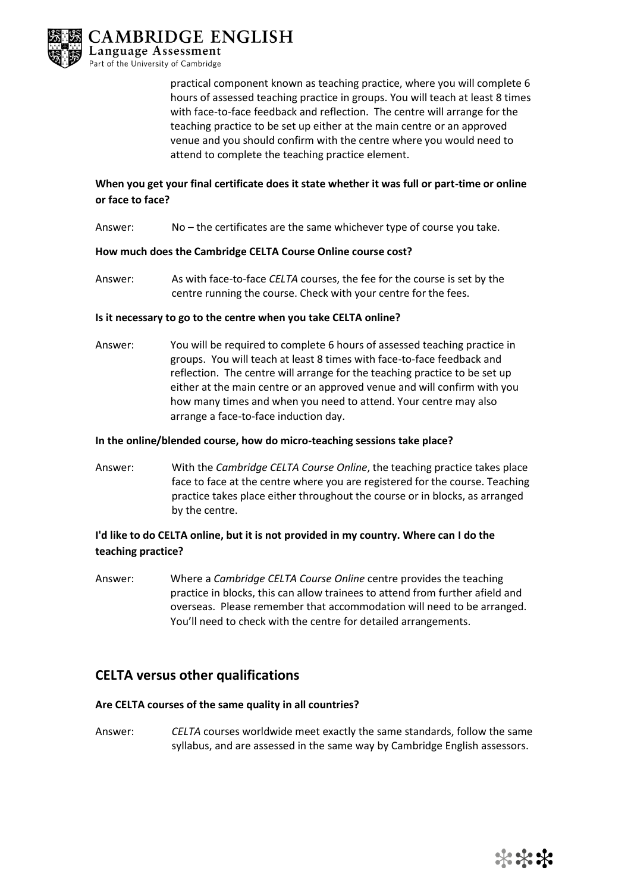practical component known as teaching practice, where you will complete 6 hours of assessed teaching practice in groups. You will teach at least 8 times with face-to-face feedback and reflection. The centre will arrange for the teaching practice to be set up either at the main centre or an approved venue and you should confirm with the centre where you would need to attend to complete the teaching practice element.

**When you get your final certificate does it state whether it was full or part-time or online or face to face?**

Answer: No – the certificates are the same whichever type of course you take.

**How much does the Cambridge CELTA Course Online course cost?**

Answer: As with face-to-face *CELTA* courses, the fee for the course is set by the centre running the course. Check with your centre for the fees.

**Is it necessary to go to the centre when you take CELTA online?**

Answer: You will be required to complete 6 hours of assessed teaching practice in groups. You will teach at least 8 times with face-to-face feedback and reflection. The centre will arrange for the teaching practice to be set up either at the main centre or an approved venue and will confirm with you how many times and when you need to attend. Your centre may also arrange a face-to-face induction day.

**In the online/blended course, how do micro-teaching sessions take place?**

Answer: With the *Cambridge CELTA Course Online*, the teaching practice takes place face to face at the centre where you are registered for the course. Teaching practice takes place either throughout the course or in blocks, as arranged by the centre.

**I'd like to do CELTA online, but it is not provided in my country. Where can I do the teaching practice?**

Answer: Where a *Cambridge CELTA Course Online* centre provides the teaching practice in blocks, this can allow trainees to attend from further afield and overseas. Please remember that accommodation will need to be arranged. You'll need to check with the centre for detailed arrangements.

## CELTA versus other qualifications

**Are CELTA courses of the same quality in all countries?**

Answer: *CELTA* courses worldwide meet exactly the same standards, follow the same syllabus, and are assessed in the same way by Cambridge English assessors.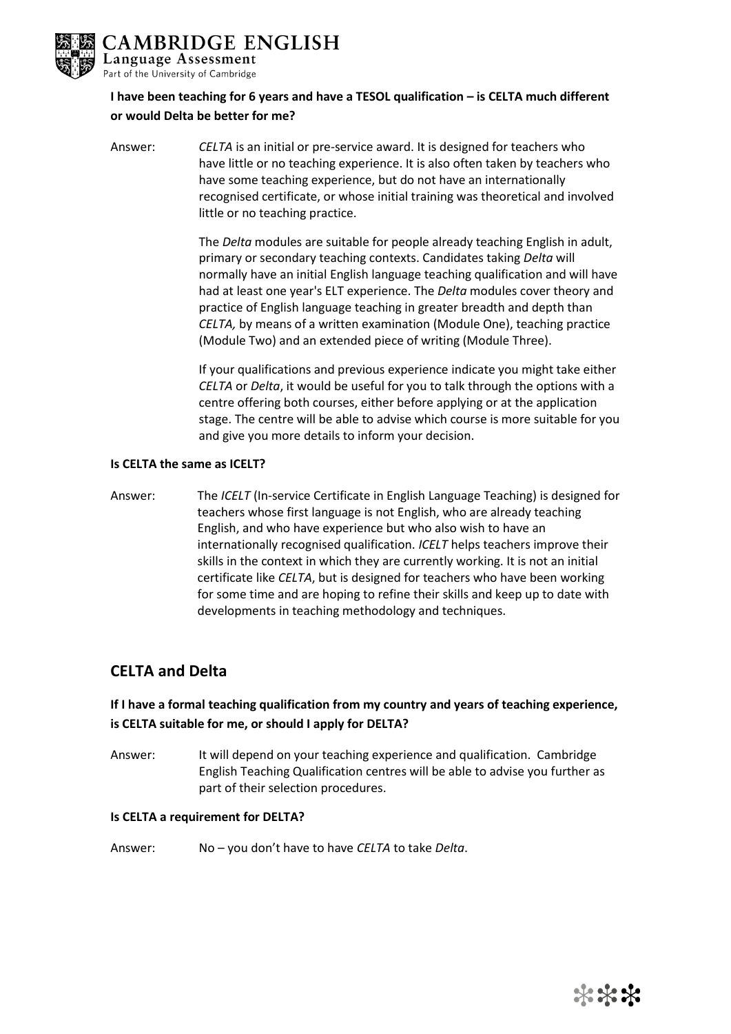**I have been teaching for 6 years and have a TESOL qualification – is CELTA much different or would Delta be better for me?**

Answer: *CELTA* is an initial or pre-service award. It is designed for teachers who have little or no teaching experience. It is also often taken by teachers who have some teaching experience, but do not have an internationally recognised certificate, or whose initial training was theoretical and involved little or no teaching practice.

The *Delta* modules are suitable for people already teaching English in adult, primary or secondary teaching contexts. Candidates taking *Delta* will normally have an initial English language teaching qualification and will have had at least one year's ELT experience. The *Delta* modules cover theory and practice of English language teaching in greater breadth and depth than *CELTA,* by means of a written examination (Module One), teaching practice (Module Two) and an extended piece of writing (Module Three).

If your qualifications and previous experience indicate you might take either *CELTA* or *Delta*, it would be useful for you to talk through the options with a centre offering both courses, either before applying or at the application stage. The centre will be able to advise which course is more suitable for you and give you more details to inform your decision.

**Is CELTA the same as ICELT?**

Answer: The *ICELT* (In-service Certificate in English Language Teaching) is designed for teachers whose first language is not English, who are already teaching English, and who have experience but who also wish to have an internationally recognised qualification. *ICELT* helps teachers improve their skills in the context in which they are currently working. It is not an initial certificate like *CELTA*, but is designed for teachers who have been working for some time and are hoping to refine their skills and keep up to date with developments in teaching methodology and techniques.

## CELTA and Delta

### If I have a formal teaching qualification from my country and years of teaching experience, is CELTA suitable for me, or should I apply for DELTA?

Answer: It will depend on your teaching experience and qualification. Cambridge English Teaching Qualification centres will be able to advise you further as part of their selection procedures.

**Is CELTA a requirement for DELTA?**

Answer: No – you don't have to have *CELTA* to take *Delta*.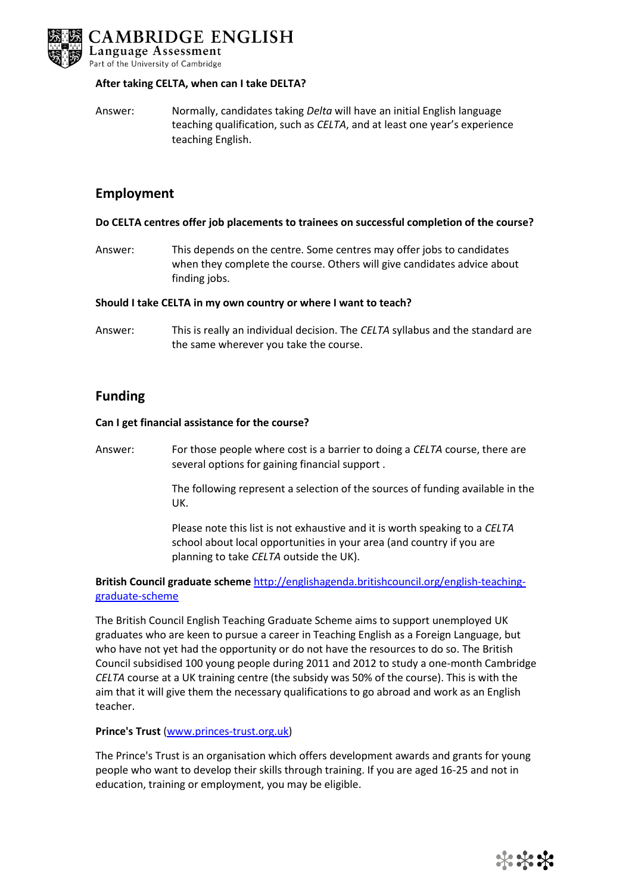**After taking CELTA, when can I take DELTA?**

Answer: Normally, candidates taking *Delta* will have an initial English language teaching qualification, such as *CELTA*, and at least one year's experience teaching English.

## Employment

**Do CELTA centres offer job placements to trainees on successful completion of the course?**

Answer: This depends on the centre. Some centres may offer jobs to candidates when they complete the course. Others will give candidates advice about finding jobs.

**Should I take CELTA in my own country or where I want to teach?**

Answer: This is really an individual decision. The *CELTA* syllabus and the standard are the same wherever you take the course.

## Funding

**Can I get financial assistance for the course?**

Answer: For those people where cost is a barrier to doing a *CELTA* course, there are several options for gaining financial support .

The following represent a selection of the sources of funding available in the UK.

Please note this list is not exhaustive and it is worth speaking to a *CELTA* school about local opportunities in your area (and country if you are planning to take *CELTA* outside the UK).

**British Council graduate scheme** [http://englishagenda.britishcouncil.org/english-teaching-graduate-scheme](http://englishagenda.britishcouncil.org/english-teaching-graduate-scheme)

The British Council English Teaching Graduate Scheme aims to support unemployed UK graduates who are keen to pursue a career in Teaching English as a Foreign Language, but who have not yet had the opportunity or do not have the resources to do so. The British Council subsidised 100 young people during 2011 and 2012 to study a one-month Cambridge *CELTA* course at a UK training centre (the subsidy was 50% of the course). This is with the aim that it will give them the necessary qualifications to go abroad and work as an English teacher.

**Prince's Trust** ([www.princes-trust.org.uk](http://www.princes-trust.org.uk))

The Prince's Trust is an organisation which offers development awards and grants for young people who want to develop their skills through training. If you are aged 16-25 and not in education, training or employment, you may be eligible.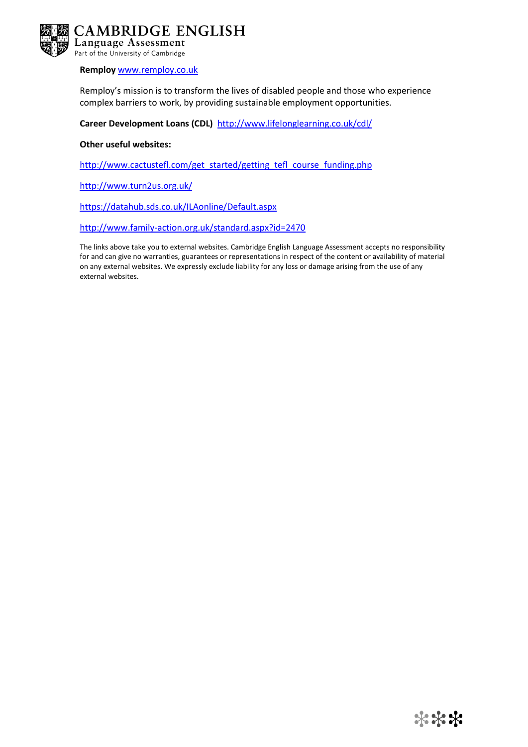**Remploy** www.remploy.co.uk

Remploy's mission is to transform the lives of disabled people and those who experience complex barriers to work, by providing sustainable employment opportunities.

**Career Development Loans (CDL)** http://www.lifelonglearning.co.uk/cdl/

**Other useful websites:**

http://www.cactustefl.com/get_started/getting_tefl_course_funding.php

http://www.turn2us.org.uk/

https://datahub.sds.co.uk/ILAonline/Default.aspx

http://www.family-action.org.uk/standard.aspx?id=2470

The links above take you to external websites. Cambridge English Language Assessment accepts no responsibility for and can give no warranties, guarantees or representations in respect of the content or availability of material on any external websites. We expressly exclude liability for any loss or damage arising from the use of any external websites.